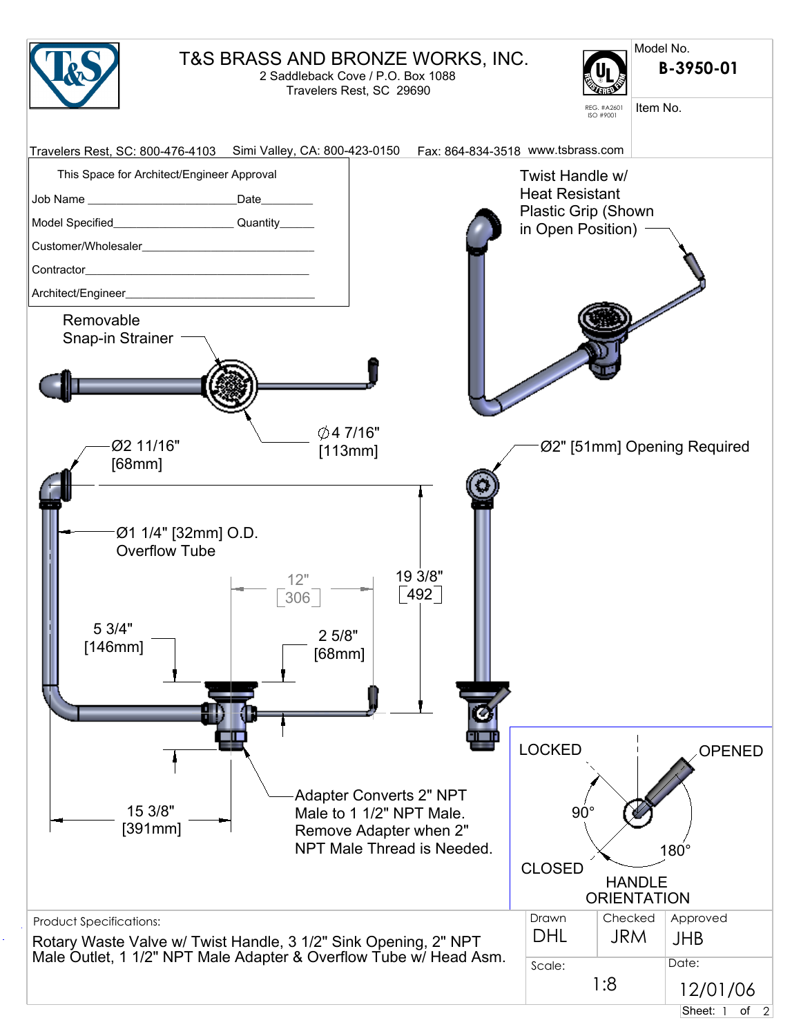# T&S BRASS AND BRONZE WORKS, INC.

2 Saddleback Cove / P.O. Box 1088
Travelers Rest, SC 29690

REG. #A2601
ISO #9001

Model No. **B-3950-01**

Item No.

Travelers Rest, SC: 800-476-4103 Simi Valley, CA: 800-423-0150 Fax: 864-834-3518 www.tsbrass.com

This Space for Architect/Engineer Approval

Job Name ________________________ Date_________

Model Specified____________________ Quantity______

Customer/Wholesaler____________________________

Contractor_____________________________________

Architect/Engineer______________________________

Twist Handle w/ Heat Resistant Plastic Grip (Shown in Open Position)

Removable Snap-in Strainer

Ø4 7/16" [113mm]

Ø2 11/16" [68mm]

Ø2" [51mm] Opening Required

Ø1 1/4" [32mm] O.D. Overflow Tube

12" [306]

19 3/8" [492]

5 3/4" [146mm]

2 5/8" [68mm]

15 3/8" [391mm]

Adapter Converts 2" NPT Male to 1 1/2" NPT Male. Remove Adapter when 2" NPT Male Thread is Needed.

LOCKED

OPENED

90°

180°

CLOSED

HANDLE ORIENTATION

Product Specifications:

Rotary Waste Valve w/ Twist Handle, 3 1/2" Sink Opening, 2" NPT Male Outlet, 1 1/2" NPT Male Adapter & Overflow Tube w/ Head Asm.

| Drawn | Checked | Approved |
|---|---|---|
| DHL | JRM | JHB |

| Scale: | Date: |
|---|---|
| 1:8 | 12/01/06 |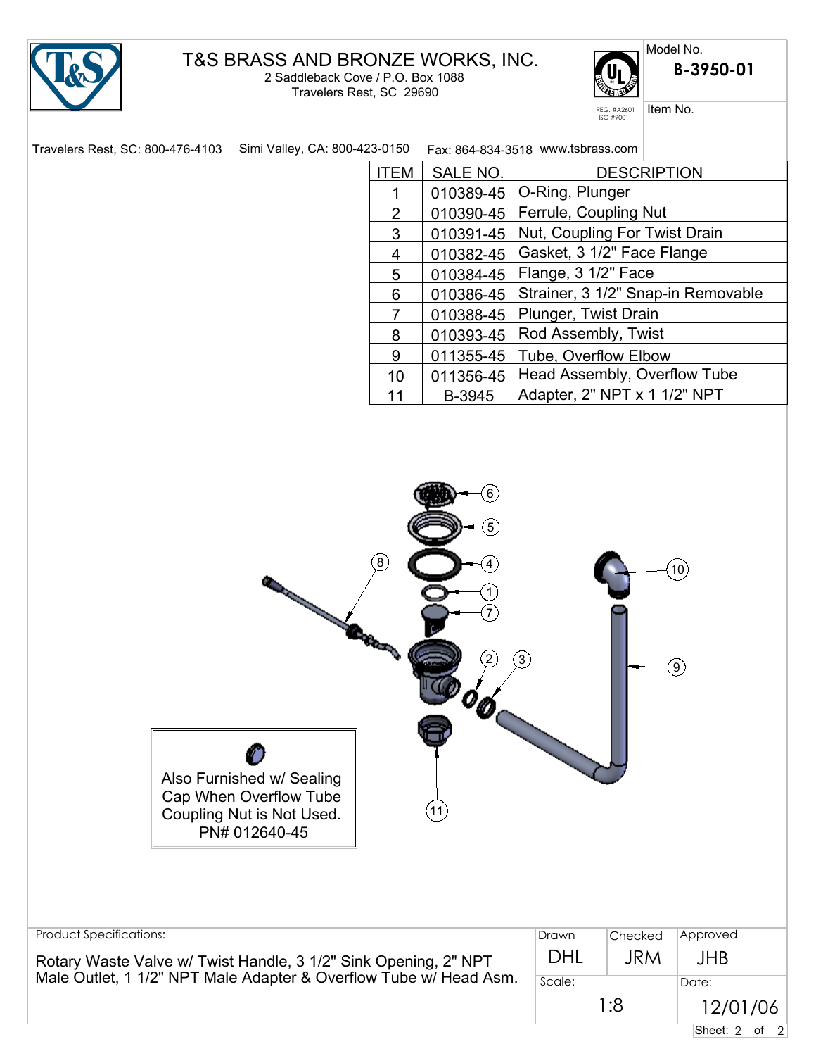# T&S BRASS AND BRONZE WORKS, INC.

2 Saddleback Cove / P.O. Box 1088
Travelers Rest, SC 29690

REG. #A2601
ISO #9001

Model No. **B-3950-01**

Item No.

Travelers Rest, SC: 800-476-4103 Simi Valley, CA: 800-423-0150 Fax: 864-834-3518 www.tsbrass.com

| ITEM | SALE NO. | DESCRIPTION |
|---|---|---|
| 1 | 010389-45 | O-Ring, Plunger |
| 2 | 010390-45 | Ferrule, Coupling Nut |
| 3 | 010391-45 | Nut, Coupling For Twist Drain |
| 4 | 010382-45 | Gasket, 3 1/2" Face Flange |
| 5 | 010384-45 | Flange, 3 1/2" Face |
| 6 | 010386-45 | Strainer, 3 1/2" Snap-in Removable |
| 7 | 010388-45 | Plunger, Twist Drain |
| 8 | 010393-45 | Rod Assembly, Twist |
| 9 | 011355-45 | Tube, Overflow Elbow |
| 10 | 011356-45 | Head Assembly, Overflow Tube |
| 11 | B-3945 | Adapter, 2" NPT x 1 1/2" NPT |

6
5
4
1
7
8
2
3
10
9
11

Also Furnished w/ Sealing Cap When Overflow Tube Coupling Nut is Not Used. PN# 012640-45

Product Specifications:

Rotary Waste Valve w/ Twist Handle, 3 1/2" Sink Opening, 2" NPT Male Outlet, 1 1/2" NPT Male Adapter & Overflow Tube w/ Head Asm.

| Drawn | Checked | Approved |
|---|---|---|
| DHL | JRM | JHB |

Scale: 1:8

Date: 12/01/06